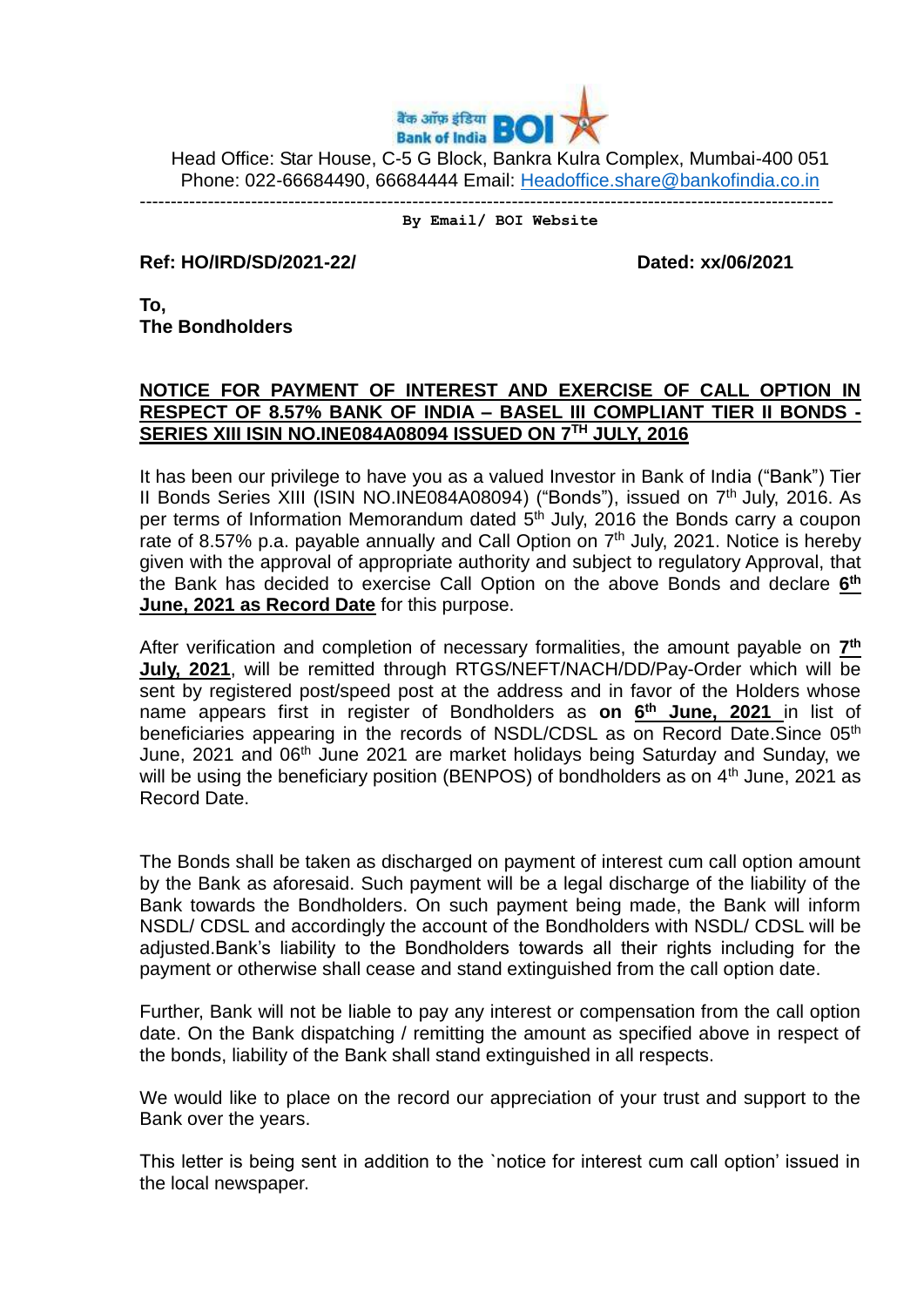बैंक ऑफ़ इंडिया Bank of India BOI

Head Office: Star House, C-5 G Block, Bankra Kulra Complex, Mumbai-400 051
Phone: 022-66684490, 66684444 Email: Headoffice.share@bankofindia.co.in

---

**By Email/ BOI Website**

**Ref: HO/IRD/SD/2021-22/** **Dated: xx/06/2021**

**To,**
**The Bondholders**

**NOTICE FOR PAYMENT OF INTEREST AND EXERCISE OF CALL OPTION IN RESPECT OF 8.57% BANK OF INDIA – BASEL III COMPLIANT TIER II BONDS - SERIES XIII ISIN NO.INE084A08094 ISSUED ON 7TH JULY, 2016**

It has been our privilege to have you as a valued Investor in Bank of India ("Bank") Tier II Bonds Series XIII (ISIN NO.INE084A08094) ("Bonds"), issued on 7th July, 2016. As per terms of Information Memorandum dated 5th July, 2016 the Bonds carry a coupon rate of 8.57% p.a. payable annually and Call Option on 7th July, 2021. Notice is hereby given with the approval of appropriate authority and subject to regulatory Approval, that the Bank has decided to exercise Call Option on the above Bonds and declare **6th June, 2021 as Record Date** for this purpose.

After verification and completion of necessary formalities, the amount payable on **7th July, 2021**, will be remitted through RTGS/NEFT/NACH/DD/Pay-Order which will be sent by registered post/speed post at the address and in favor of the Holders whose name appears first in register of Bondholders as **on 6th June, 2021** in list of beneficiaries appearing in the records of NSDL/CDSL as on Record Date.Since 05th June, 2021 and 06th June 2021 are market holidays being Saturday and Sunday, we will be using the beneficiary position (BENPOS) of bondholders as on 4th June, 2021 as Record Date.

The Bonds shall be taken as discharged on payment of interest cum call option amount by the Bank as aforesaid. Such payment will be a legal discharge of the liability of the Bank towards the Bondholders. On such payment being made, the Bank will inform NSDL/ CDSL and accordingly the account of the Bondholders with NSDL/ CDSL will be adjusted.Bank's liability to the Bondholders towards all their rights including for the payment or otherwise shall cease and stand extinguished from the call option date.

Further, Bank will not be liable to pay any interest or compensation from the call option date. On the Bank dispatching / remitting the amount as specified above in respect of the bonds, liability of the Bank shall stand extinguished in all respects.

We would like to place on the record our appreciation of your trust and support to the Bank over the years.

This letter is being sent in addition to the `notice for interest cum call option' issued in the local newspaper.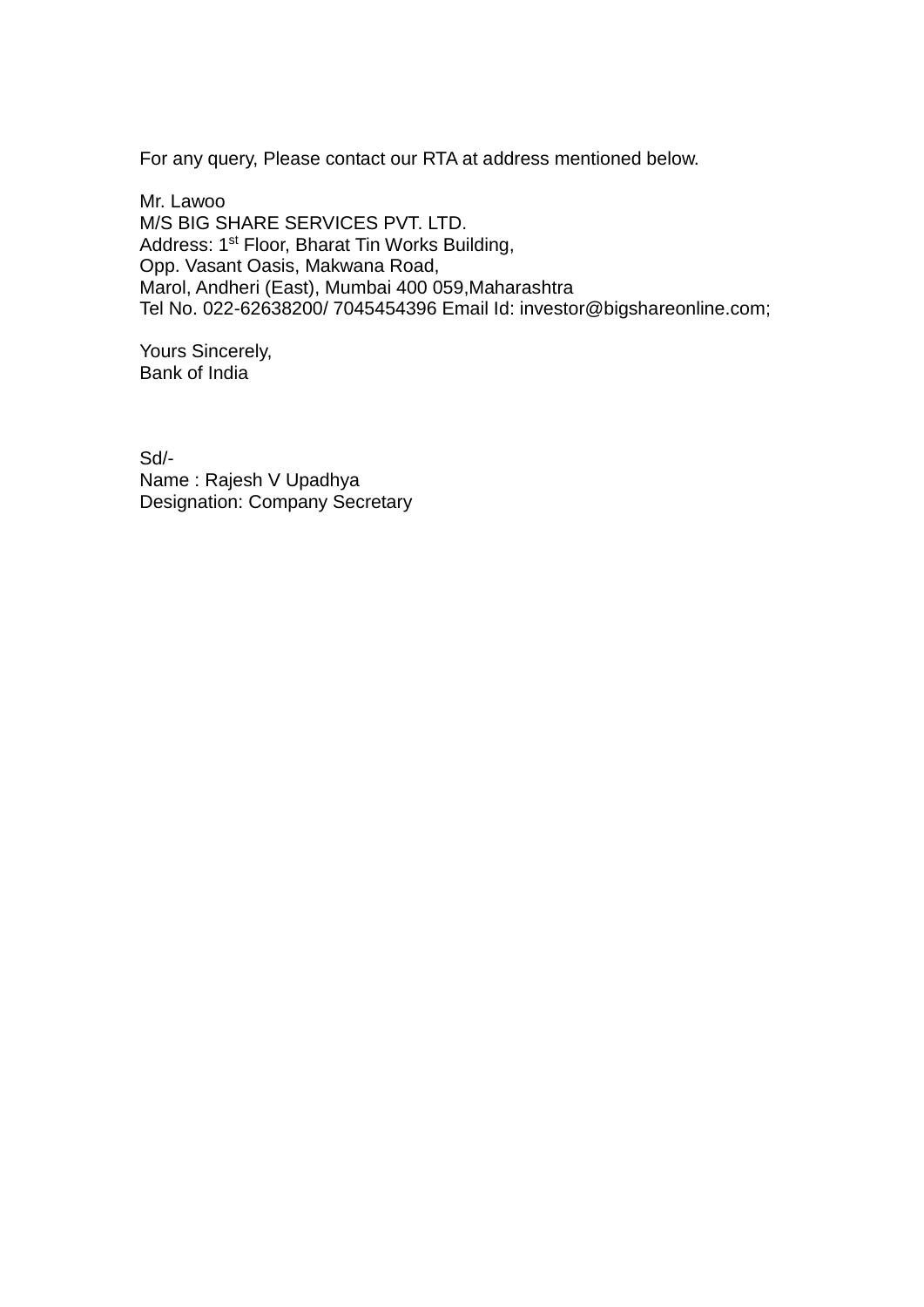For any query, Please contact our RTA at address mentioned below.

Mr. Lawoo  
M/S BIG SHARE SERVICES PVT. LTD.  
Address: 1st Floor, Bharat Tin Works Building,  
Opp. Vasant Oasis, Makwana Road,  
Marol, Andheri (East), Mumbai 400 059,Maharashtra  
Tel No. 022-62638200/ 7045454396 Email Id: investor@bigshareonline.com;

Yours Sincerely,  
Bank of India

Sd/-  
Name : Rajesh V Upadhya  
Designation: Company Secretary